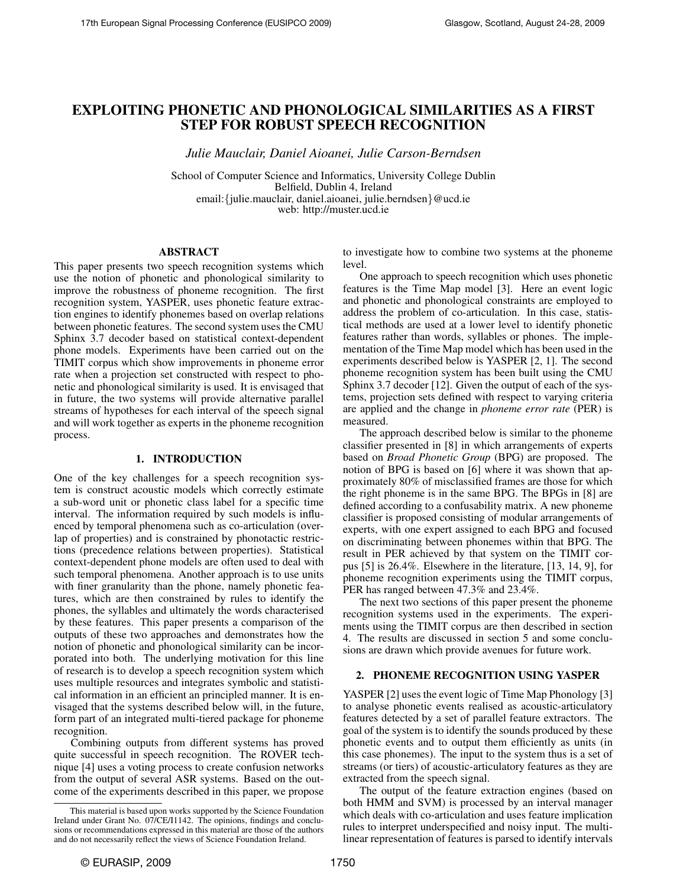# EXPLOITING PHONETIC AND PHONOLOGICAL SIMILARITIES AS A FIRST STEP FOR ROBUST SPEECH RECOGNITION

*Julie Mauclair, Daniel Aioanei, Julie Carson-Berndsen*

School of Computer Science and Informatics, University College Dublin
Belfield, Dublin 4, Ireland
email:{julie.mauclair, daniel.aioanei, julie.berndsen}@ucd.ie
web: http://muster.ucd.ie

## ABSTRACT

This paper presents two speech recognition systems which use the notion of phonetic and phonological similarity to improve the robustness of phoneme recognition. The first recognition system, YASPER, uses phonetic feature extraction engines to identify phonemes based on overlap relations between phonetic features. The second system uses the CMU Sphinx 3.7 decoder based on statistical context-dependent phone models. Experiments have been carried out on the TIMIT corpus which show improvements in phoneme error rate when a projection set constructed with respect to phonetic and phonological similarity is used. It is envisaged that in future, the two systems will provide alternative parallel streams of hypotheses for each interval of the speech signal and will work together as experts in the phoneme recognition process.

## 1. INTRODUCTION

One of the key challenges for a speech recognition system is construct acoustic models which correctly estimate a sub-word unit or phonetic class label for a specific time interval. The information required by such models is influenced by temporal phenomena such as co-articulation (overlap of properties) and is constrained by phonotactic restrictions (precedence relations between properties). Statistical context-dependent phone models are often used to deal with such temporal phenomena. Another approach is to use units with finer granularity than the phone, namely phonetic features, which are then constrained by rules to identify the phones, the syllables and ultimately the words characterised by these features. This paper presents a comparison of the outputs of these two approaches and demonstrates how the notion of phonetic and phonological similarity can be incorporated into both. The underlying motivation for this line of research is to develop a speech recognition system which uses multiple resources and integrates symbolic and statistical information in an efficient an principled manner. It is envisaged that the systems described below will, in the future, form part of an integrated multi-tiered package for phoneme recognition.

Combining outputs from different systems has proved quite successful in speech recognition. The ROVER technique [4] uses a voting process to create confusion networks from the output of several ASR systems. Based on the outcome of the experiments described in this paper, we propose to investigate how to combine two systems at the phoneme level.

One approach to speech recognition which uses phonetic features is the Time Map model [3]. Here an event logic and phonetic and phonological constraints are employed to address the problem of co-articulation. In this case, statistical methods are used at a lower level to identify phonetic features rather than words, syllables or phones. The implementation of the Time Map model which has been used in the experiments described below is YASPER [2, 1]. The second phoneme recognition system has been built using the CMU Sphinx 3.7 decoder [12]. Given the output of each of the systems, projection sets defined with respect to varying criteria are applied and the change in *phoneme error rate* (PER) is measured.

The approach described below is similar to the phoneme classifier presented in [8] in which arrangements of experts based on *Broad Phonetic Group* (BPG) are proposed. The notion of BPG is based on [6] where it was shown that approximately 80% of misclassified frames are those for which the right phoneme is in the same BPG. The BPGs in [8] are defined according to a confusability matrix. A new phoneme classifier is proposed consisting of modular arrangements of experts, with one expert assigned to each BPG and focused on discriminating between phonemes within that BPG. The result in PER achieved by that system on the TIMIT corpus [5] is 26.4%. Elsewhere in the literature, [13, 14, 9], for phoneme recognition experiments using the TIMIT corpus, PER has ranged between 47.3% and 23.4%.

The next two sections of this paper present the phoneme recognition systems used in the experiments. The experiments using the TIMIT corpus are then described in section 4. The results are discussed in section 5 and some conclusions are drawn which provide avenues for future work.

## 2. PHONEME RECOGNITION USING YASPER

YASPER [2] uses the event logic of Time Map Phonology [3] to analyse phonetic events realised as acoustic-articulatory features detected by a set of parallel feature extractors. The goal of the system is to identify the sounds produced by these phonetic events and to output them efficiently as units (in this case phonemes). The input to the system thus is a set of streams (or tiers) of acoustic-articulatory features as they are extracted from the speech signal.

The output of the feature extraction engines (based on both HMM and SVM) is processed by an interval manager which deals with co-articulation and uses feature implication rules to interpret underspecified and noisy input. The multilinear representation of features is parsed to identify intervals

This material is based upon works supported by the Science Foundation Ireland under Grant No. 07/CE/I1142. The opinions, findings and conclusions or recommendations expressed in this material are those of the authors and do not necessarily reflect the views of Science Foundation Ireland.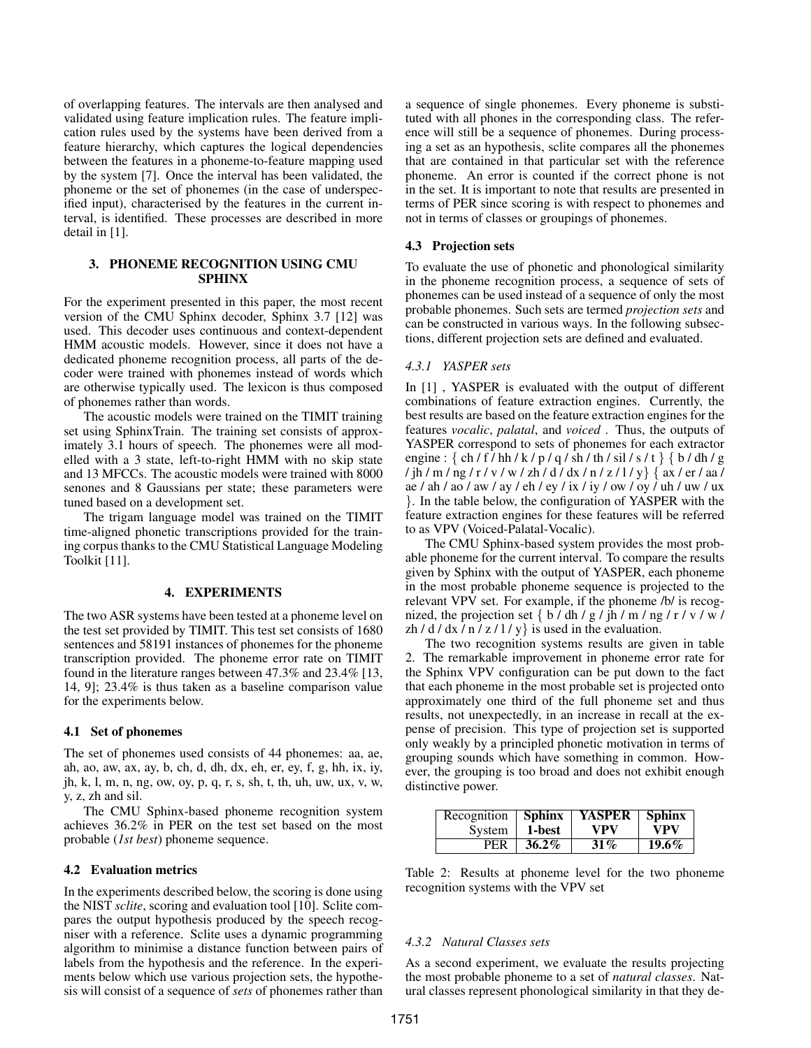of overlapping features. The intervals are then analysed and validated using feature implication rules. The feature implication rules used by the systems have been derived from a feature hierarchy, which captures the logical dependencies between the features in a phoneme-to-feature mapping used by the system [7]. Once the interval has been validated, the phoneme or the set of phonemes (in the case of underspecified input), characterised by the features in the current interval, is identified. These processes are described in more detail in [1].

## 3. PHONEME RECOGNITION USING CMU SPHINX

For the experiment presented in this paper, the most recent version of the CMU Sphinx decoder, Sphinx 3.7 [12] was used. This decoder uses continuous and context-dependent HMM acoustic models. However, since it does not have a dedicated phoneme recognition process, all parts of the decoder were trained with phonemes instead of words which are otherwise typically used. The lexicon is thus composed of phonemes rather than words.

The acoustic models were trained on the TIMIT training set using SphinxTrain. The training set consists of approximately 3.1 hours of speech. The phonemes were all modelled with a 3 state, left-to-right HMM with no skip state and 13 MFCCs. The acoustic models were trained with 8000 senones and 8 Gaussians per state; these parameters were tuned based on a development set.

The trigam language model was trained on the TIMIT time-aligned phonetic transcriptions provided for the training corpus thanks to the CMU Statistical Language Modeling Toolkit [11].

## 4. EXPERIMENTS

The two ASR systems have been tested at a phoneme level on the test set provided by TIMIT. This test set consists of 1680 sentences and 58191 instances of phonemes for the phoneme transcription provided. The phoneme error rate on TIMIT found in the literature ranges between 47.3% and 23.4% [13, 14, 9]; 23.4% is thus taken as a baseline comparison value for the experiments below.

### 4.1 Set of phonemes

The set of phonemes used consists of 44 phonemes: aa, ae, ah, ao, aw, ax, ay, b, ch, d, dh, dx, eh, er, ey, f, g, hh, ix, iy, jh, k, l, m, n, ng, ow, oy, p, q, r, s, sh, t, th, uh, uw, ux, v, w, y, z, zh and sil.

The CMU Sphinx-based phoneme recognition system achieves 36.2% in PER on the test set based on the most probable (*1st best*) phoneme sequence.

### 4.2 Evaluation metrics

In the experiments described below, the scoring is done using the NIST *sclite*, scoring and evaluation tool [10]. Sclite compares the output hypothesis produced by the speech recogniser with a reference. Sclite uses a dynamic programming algorithm to minimise a distance function between pairs of labels from the hypothesis and the reference. In the experiments below which use various projection sets, the hypothesis will consist of a sequence of *sets* of phonemes rather than a sequence of single phonemes. Every phoneme is substituted with all phones in the corresponding class. The reference will still be a sequence of phonemes. During processing a set as an hypothesis, sclite compares all the phonemes that are contained in that particular set with the reference phoneme. An error is counted if the correct phone is not in the set. It is important to note that results are presented in terms of PER since scoring is with respect to phonemes and not in terms of classes or groupings of phonemes.

### 4.3 Projection sets

To evaluate the use of phonetic and phonological similarity in the phoneme recognition process, a sequence of sets of phonemes can be used instead of a sequence of only the most probable phonemes. Such sets are termed *projection sets* and can be constructed in various ways. In the following subsections, different projection sets are defined and evaluated.

#### *4.3.1 YASPER sets*

In [1] , YASPER is evaluated with the output of different combinations of feature extraction engines. Currently, the best results are based on the feature extraction engines for the features *vocalic*, *palatal*, and *voiced* . Thus, the outputs of YASPER correspond to sets of phonemes for each extractor engine : { ch / f / hh / k / p / q / sh / th / sil / s / t } { b / dh / g / jh / m / ng / r / v / w / zh / d / dx / n / z / l / y} { ax / er / aa / ae / ah / ao / aw / ay / eh / ey / ix / iy / ow / oy / uh / uw / ux }. In the table below, the configuration of YASPER with the feature extraction engines for these features will be referred to as VPV (Voiced-Palatal-Vocalic).

The CMU Sphinx-based system provides the most probable phoneme for the current interval. To compare the results given by Sphinx with the output of YASPER, each phoneme in the most probable phoneme sequence is projected to the relevant VPV set. For example, if the phoneme /b/ is recognized, the projection set { b / dh / g / jh / m / ng / r / v / w / zh / d / dx / n / z / l / y} is used in the evaluation.

The two recognition systems results are given in table 2. The remarkable improvement in phoneme error rate for the Sphinx VPV configuration can be put down to the fact that each phoneme in the most probable set is projected onto approximately one third of the full phoneme set and thus results, not unexpectedly, in an increase in recall at the expense of precision. This type of projection set is supported only weakly by a principled phonetic motivation in terms of grouping sounds which have something in common. However, the grouping is too broad and does not exhibit enough distinctive power.

| Recognition System | **Sphinx 1-best** | **YASPER VPV** | **Sphinx VPV** |
|---|---|---|---|
| PER | **36.2%** | **31%** | **19.6%** |

Table 2: Results at phoneme level for the two phoneme recognition systems with the VPV set

#### *4.3.2 Natural Classes sets*

As a second experiment, we evaluate the results projecting the most probable phoneme to a set of *natural classes*. Natural classes represent phonological similarity in that they de-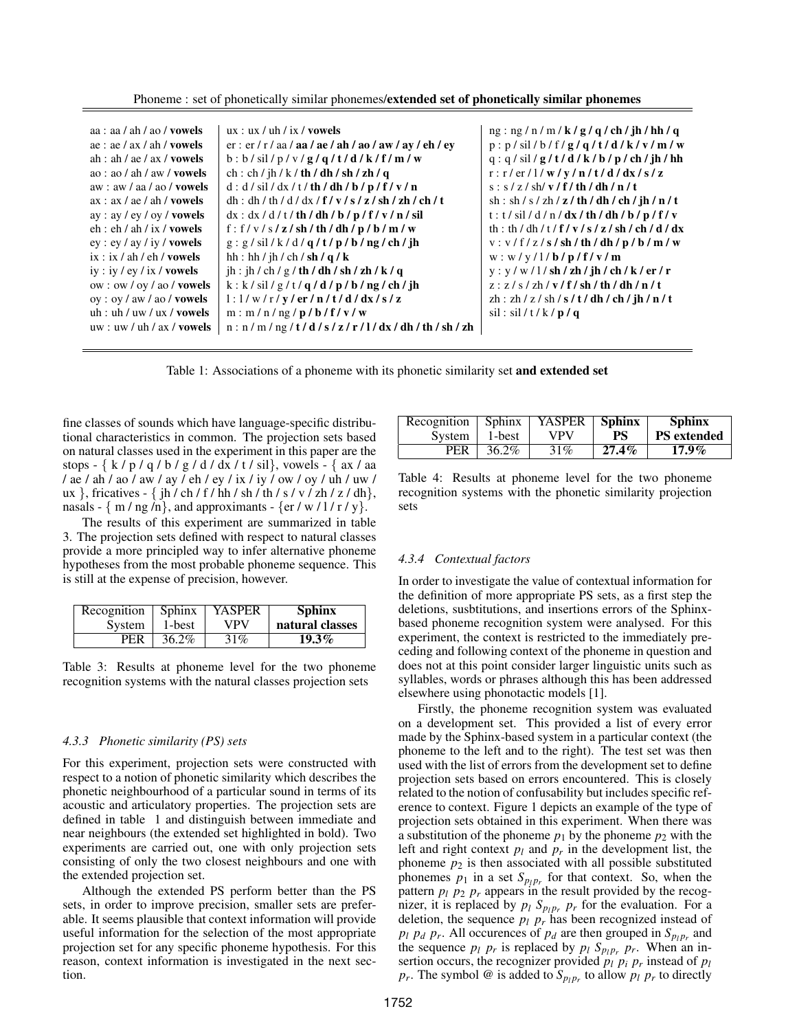Phoneme : set of phonetically similar phonemes/**extended set of phonetically similar phonemes**

| | | |
|---|---|---|
| aa : aa / ah / ao / **vowels** | ux : ux / uh / ix / **vowels** | ng : ng / n / m / **k / g / q / ch / jh / hh / q** |
| ae : ae / ax / ah / **vowels** | er : er / r / aa / **aa / ae / ah / ao / aw / ay / eh / ey** | p : p / sil / b / f / **g / q / t / d / k / v / m / w** |
| ah : ah / ae / ax / **vowels** | b : b / sil / p / v / **g / q / t / d / k / f / m / w** | q : q / sil / **g / t / d / k / b / p / ch / jh / hh** |
| ao : ao / ah / aw / **vowels** | ch : ch / jh / k / **th / dh / sh / zh / q** | r : r / er / l / **w / y / n / t / d / dx / s / z** |
| aw : aw / aa / ao / **vowels** | d : d / sil / dx / t / **th / dh / b / p / f / v / n** | s : s / z / sh/ **v / f / th / dh / n / t** |
| ax : ax / ae / ah / **vowels** | dh : dh / th / d / dx / **f / v / s / z / sh / zh / ch / t** | sh : sh / s / zh / **z / th / dh / ch / jh / n / t** |
| ay : ay / ey / oy / **vowels** | dx : dx / d / t / **th / dh / b / p / f / v / n / sil** | t : t / sil / d / n / **dx / th / dh / b / p / f / v** |
| eh : eh / ah / ix / **vowels** | f : f / v / s / **z / sh / th / dh / p / b / m / w** | th : th / dh / t / **f / v / s / z / sh / ch / d / dx** |
| ey : ey / ay / iy / **vowels** | g : g / sil / k / d / **q / t / p / b / ng / ch / jh** | v : v / f / z / **s / sh / th / dh / p / b / m / w** |
| ix : ix / ah / eh / **vowels** | hh : hh / jh / ch / **sh / q / k** | w : w / y / l / **b / p / f / v / m** |
| iy : iy / ey / ix / **vowels** | jh : jh / ch / g / **th / dh / sh / zh / k / q** | y : y / w / l / **sh / zh / jh / ch / k / er / r** |
| ow : ow / oy / ao / **vowels** | k : k / sil / g / t / **q / d / p / b / ng / ch / jh** | z : z / s / zh / **v / f / sh / th / dh / n / t** |
| oy : oy / aw / ao / **vowels** | l : l / w / r / **y / er / n / t / d / dx / s / z** | zh : zh / z / sh / **s / t / dh / ch / jh / n / t** |
| uh : uh / uw / ux / **vowels** | m : m / n / ng / **p / b / f / v / w** | sil : sil / t / k / **p / q** |
| uw : uw / uh / ax / **vowels** | n : n / m / ng / **t / d / s / z / r / l / dx / dh / th / sh / zh** | |

Table 1: Associations of a phoneme with its phonetic similarity set **and extended set**

fine classes of sounds which have language-specific distributional characteristics in common. The projection sets based on natural classes used in the experiment in this paper are the stops - { k / p / q / b / g / d / dx / t / sil}, vowels - { ax / aa / ae / ah / ao / aw / ay / eh / ey / ix / iy / ow / oy / uh / uw / ux }, fricatives - { jh / ch / f / hh / sh / th / s / v / zh / z / dh}, nasals - { m / ng /n}, and approximants - {er / w / l / r / y}.

The results of this experiment are summarized in table 3. The projection sets defined with respect to natural classes provide a more principled way to infer alternative phoneme hypotheses from the most probable phoneme sequence. This is still at the expense of precision, however.

| Recognition System | Sphinx 1-best | YASPER VPV | **Sphinx natural classes** |
|---|---|---|---|
| PER | 36.2% | 31% | **19.3%** |

Table 3: Results at phoneme level for the two phoneme recognition systems with the natural classes projection sets

### 4.3.3 Phonetic similarity (PS) sets

For this experiment, projection sets were constructed with respect to a notion of phonetic similarity which describes the phonetic neighbourhood of a particular sound in terms of its acoustic and articulatory properties. The projection sets are defined in table 1 and distinguish between immediate and near neighbours (the extended set highlighted in bold). Two experiments are carried out, one with only projection sets consisting of only the two closest neighbours and one with the extended projection set.

Although the extended PS perform better than the PS sets, in order to improve precision, smaller sets are preferable. It seems plausible that context information will provide useful information for the selection of the most appropriate projection set for any specific phoneme hypothesis. For this reason, context information is investigated in the next section.

| Recognition System | Sphinx 1-best | YASPER VPV | **Sphinx PS** | **Sphinx PS extended** |
|---|---|---|---|---|
| PER | 36.2% | 31% | **27.4%** | **17.9%** |

Table 4: Results at phoneme level for the two phoneme recognition systems with the phonetic similarity projection sets

### 4.3.4 Contextual factors

In order to investigate the value of contextual information for the definition of more appropriate PS sets, as a first step the deletions, susbtitutions, and insertions errors of the Sphinx-based phoneme recognition system were analysed. For this experiment, the context is restricted to the immediately preceding and following context of the phoneme in question and does not at this point consider larger linguistic units such as syllables, words or phrases although this has been addressed elsewhere using phonotactic models [1].

Firstly, the phoneme recognition system was evaluated on a development set. This provided a list of every error made by the Sphinx-based system in a particular context (the phoneme to the left and to the right). The test set was then used with the list of errors from the development set to define projection sets based on errors encountered. This is closely related to the notion of confusability but includes specific reference to context. Figure 1 depicts an example of the type of projection sets obtained in this experiment. When there was a substitution of the phoneme $p_1$ by the phoneme $p_2$ with the left and right context $p_l$ and $p_r$ in the development list, the phoneme $p_2$ is then associated with all possible substituted phonemes $p_1$ in a set $S_{p_l p_r}$ for that context. So, when the pattern $p_l$ $p_2$ $p_r$ appears in the result provided by the recognizer, it is replaced by $p_l$ $S_{p_l p_r}$ $p_r$ for the evaluation. For a deletion, the sequence $p_l$ $p_r$ has been recognized instead of $p_l$ $p_d$ $p_r$. All occurences of $p_d$ are then grouped in $S_{p_l p_r}$ and the sequence $p_l$ $p_r$ is replaced by $p_l$ $S_{p_l p_r}$ $p_r$. When an insertion occurs, the recognizer provided $p_l$ $p_i$ $p_r$ instead of $p_l$ $p_r$. The symbol @ is added to $S_{p_l p_r}$ to allow $p_l$ $p_r$ to directly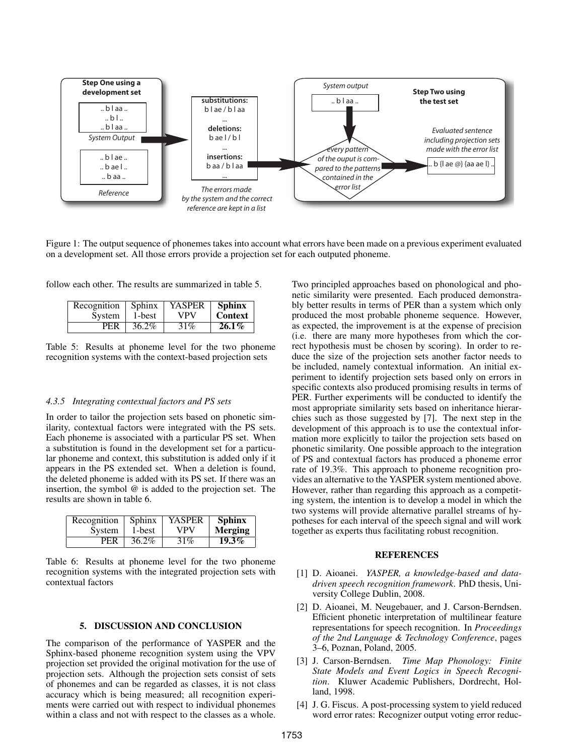Figure 1: The output sequence of phonemes takes into account what errors have been made on a previous experiment evaluated on a development set. All those errors provide a projection set for each outputed phoneme.

follow each other. The results are summarized in table 5.

| Recognition System | Sphinx 1-best | YASPER VPV | **Sphinx Context** |
|---|---|---|---|
| PER | 36.2% | 31% | **26.1%** |

Table 5: Results at phoneme level for the two phoneme recognition systems with the context-based projection sets

#### 4.3.5 Integrating contextual factors and PS sets

In order to tailor the projection sets based on phonetic similarity, contextual factors were integrated with the PS sets. Each phoneme is associated with a particular PS set. When a substitution is found in the development set for a particular phoneme and context, this substitution is added only if it appears in the PS extended set. When a deletion is found, the deleted phoneme is added with its PS set. If there was an insertion, the symbol @ is added to the projection set. The results are shown in table 6.

| Recognition System | Sphinx 1-best | YASPER VPV | **Sphinx Merging** |
|---|---|---|---|
| PER | 36.2% | 31% | **19.3%** |

Table 6: Results at phoneme level for the two phoneme recognition systems with the integrated projection sets with contextual factors

## 5. DISCUSSION AND CONCLUSION

The comparison of the performance of YASPER and the Sphinx-based phoneme recognition system using the VPV projection set provided the original motivation for the use of projection sets. Although the projection sets consist of sets of phonemes and can be regarded as classes, it is not class accuracy which is being measured; all recognition experiments were carried out with respect to individual phonemes within a class and not with respect to the classes as a whole. Two principled approaches based on phonological and phonetic similarity were presented. Each produced demonstrably better results in terms of PER than a system which only produced the most probable phoneme sequence. However, as expected, the improvement is at the expense of precision (i.e. there are many more hypotheses from which the correct hypothesis must be chosen by scoring). In order to reduce the size of the projection sets another factor needs to be included, namely contextual information. An initial experiment to identify projection sets based only on errors in specific contexts also produced promising results in terms of PER. Further experiments will be conducted to identify the most appropriate similarity sets based on inheritance hierarchies such as those suggested by [7]. The next step in the development of this approach is to use the contextual information more explicitly to tailor the projection sets based on phonetic similarity. One possible approach to the integration of PS and contextual factors has produced a phoneme error rate of 19.3%. This approach to phoneme recognition provides an alternative to the YASPER system mentioned above. However, rather than regarding this approach as a competing system, the intention is to develop a model in which the two systems will provide alternative parallel streams of hypotheses for each interval of the speech signal and will work together as experts thus facilitating robust recognition.

## REFERENCES

[1] D. Aioanei. *YASPER, a knowledge-based and data-driven speech recognition framework*. PhD thesis, University College Dublin, 2008.

[2] D. Aioanei, M. Neugebauer, and J. Carson-Berndsen. Efficient phonetic interpretation of multilinear feature representations for speech recognition. In *Proceedings of the 2nd Language & Technology Conference*, pages 3–6, Poznan, Poland, 2005.

[3] J. Carson-Berndsen. *Time Map Phonology: Finite State Models and Event Logics in Speech Recognition*. Kluwer Academic Publishers, Dordrecht, Holland, 1998.

[4] J. G. Fiscus. A post-processing system to yield reduced word error rates: Recognizer output voting error reduc-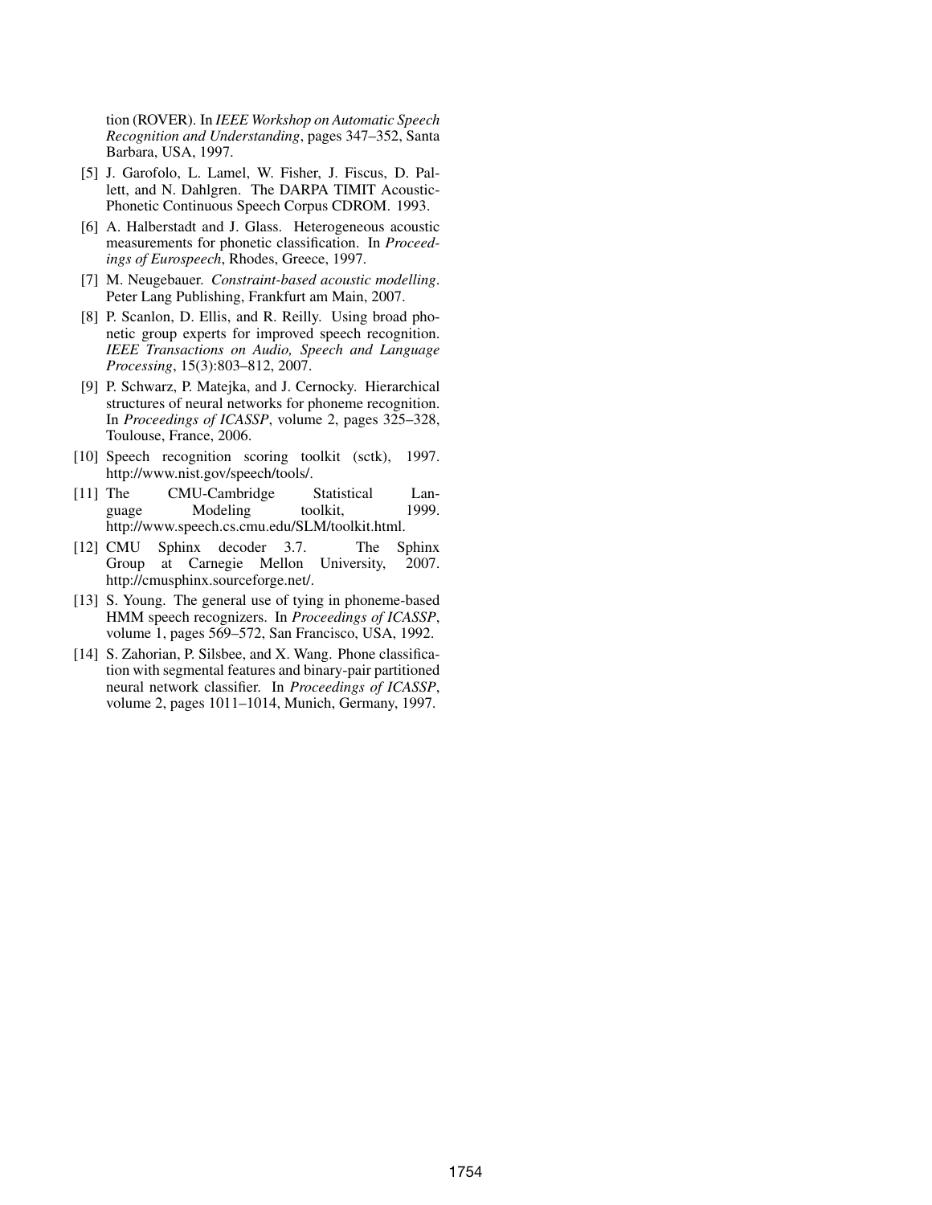tion (ROVER). In *IEEE Workshop on Automatic Speech Recognition and Understanding*, pages 347–352, Santa Barbara, USA, 1997.

[5] J. Garofolo, L. Lamel, W. Fisher, J. Fiscus, D. Pallett, and N. Dahlgren. The DARPA TIMIT Acoustic-Phonetic Continuous Speech Corpus CDROM. 1993.

[6] A. Halberstadt and J. Glass. Heterogeneous acoustic measurements for phonetic classification. In *Proceedings of Eurospeech*, Rhodes, Greece, 1997.

[7] M. Neugebauer. *Constraint-based acoustic modelling*. Peter Lang Publishing, Frankfurt am Main, 2007.

[8] P. Scanlon, D. Ellis, and R. Reilly. Using broad phonetic group experts for improved speech recognition. *IEEE Transactions on Audio, Speech and Language Processing*, 15(3):803–812, 2007.

[9] P. Schwarz, P. Matejka, and J. Cernocky. Hierarchical structures of neural networks for phoneme recognition. In *Proceedings of ICASSP*, volume 2, pages 325–328, Toulouse, France, 2006.

[10] Speech recognition scoring toolkit (sctk), 1997. http://www.nist.gov/speech/tools/.

[11] The CMU-Cambridge Statistical Language Modeling toolkit, 1999. http://www.speech.cs.cmu.edu/SLM/toolkit.html.

[12] CMU Sphinx decoder 3.7. The Sphinx Group at Carnegie Mellon University, 2007. http://cmusphinx.sourceforge.net/.

[13] S. Young. The general use of tying in phoneme-based HMM speech recognizers. In *Proceedings of ICASSP*, volume 1, pages 569–572, San Francisco, USA, 1992.

[14] S. Zahorian, P. Silsbee, and X. Wang. Phone classification with segmental features and binary-pair partitioned neural network classifier. In *Proceedings of ICASSP*, volume 2, pages 1011–1014, Munich, Germany, 1997.